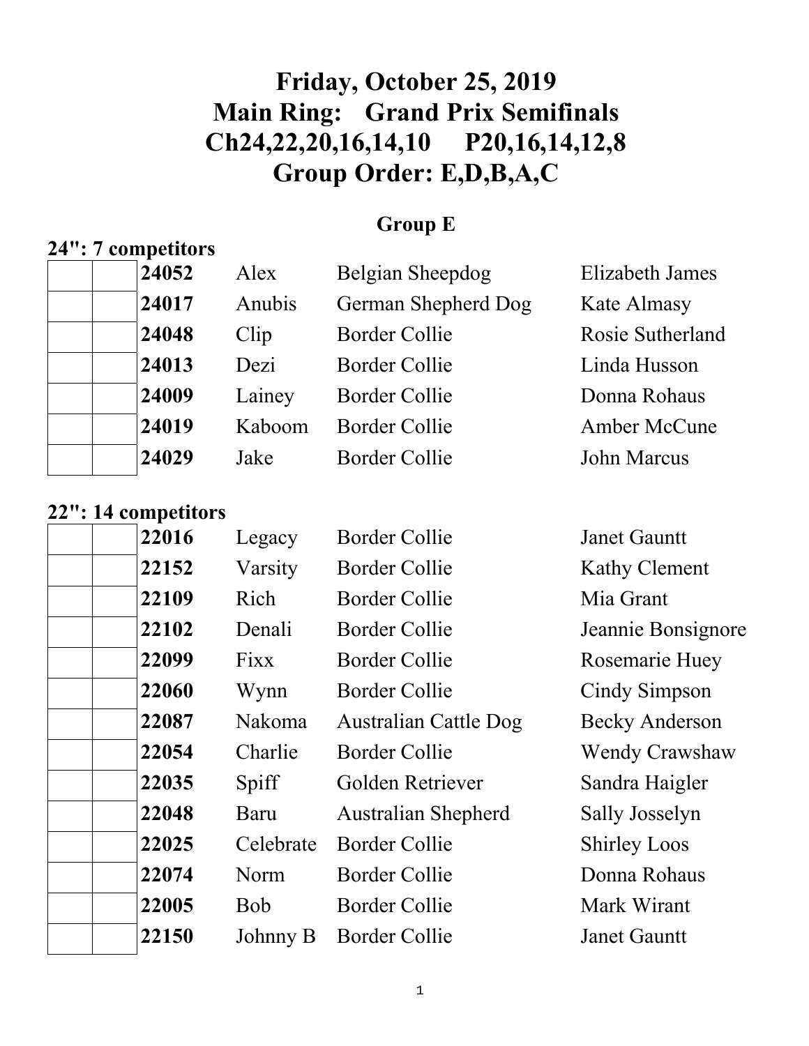# Friday, October 25, 2019
# Main Ring: Grand Prix Semifinals
# Ch24,22,20,16,14,10 P20,16,14,12,8
# Group Order: E,D,B,A,C

## Group E

**24": 7 competitors**

| | | | | | |
|---|---|---|---|---|---|
| | | **24052** | Alex | Belgian Sheepdog | Elizabeth James |
| | | **24017** | Anubis | German Shepherd Dog | Kate Almasy |
| | | **24048** | Clip | Border Collie | Rosie Sutherland |
| | | **24013** | Dezi | Border Collie | Linda Husson |
| | | **24009** | Lainey | Border Collie | Donna Rohaus |
| | | **24019** | Kaboom | Border Collie | Amber McCune |
| | | **24029** | Jake | Border Collie | John Marcus |

**22": 14 competitors**

| | | | | | |
|---|---|---|---|---|---|
| | | **22016** | Legacy | Border Collie | Janet Gauntt |
| | | **22152** | Varsity | Border Collie | Kathy Clement |
| | | **22109** | Rich | Border Collie | Mia Grant |
| | | **22102** | Denali | Border Collie | Jeannie Bonsignore |
| | | **22099** | Fixx | Border Collie | Rosemarie Huey |
| | | **22060** | Wynn | Border Collie | Cindy Simpson |
| | | **22087** | Nakoma | Australian Cattle Dog | Becky Anderson |
| | | **22054** | Charlie | Border Collie | Wendy Crawshaw |
| | | **22035** | Spiff | Golden Retriever | Sandra Haigler |
| | | **22048** | Baru | Australian Shepherd | Sally Josselyn |
| | | **22025** | Celebrate | Border Collie | Shirley Loos |
| | | **22074** | Norm | Border Collie | Donna Rohaus |
| | | **22005** | Bob | Border Collie | Mark Wirant |
| | | **22150** | Johnny B | Border Collie | Janet Gauntt |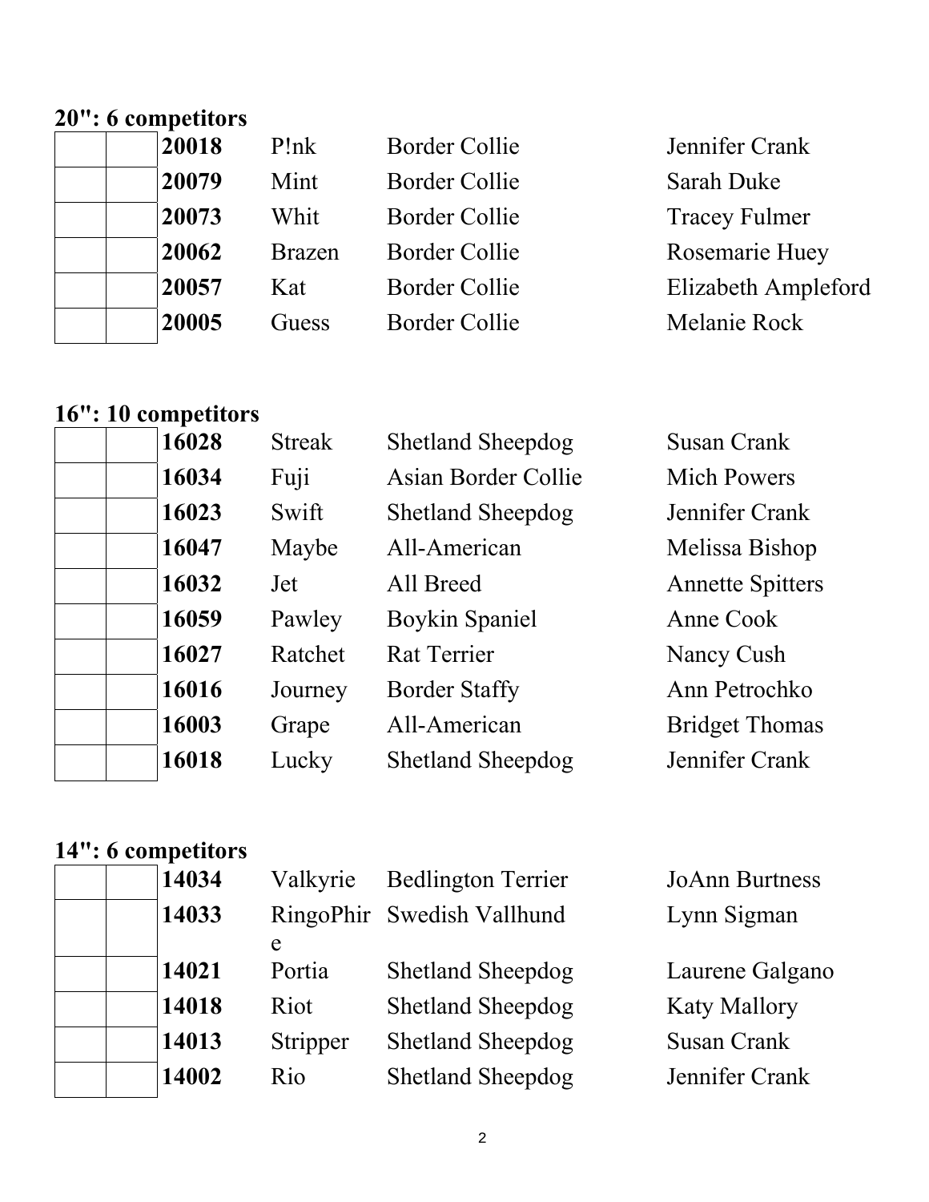**20": 6 competitors**

| | | | | | |
|---|---|---|---|---|---|
| | | **20018** | P!nk | Border Collie | Jennifer Crank |
| | | **20079** | Mint | Border Collie | Sarah Duke |
| | | **20073** | Whit | Border Collie | Tracey Fulmer |
| | | **20062** | Brazen | Border Collie | Rosemarie Huey |
| | | **20057** | Kat | Border Collie | Elizabeth Ampleford |
| | | **20005** | Guess | Border Collie | Melanie Rock |

**16": 10 competitors**

| | | | | | |
|---|---|---|---|---|---|
| | | **16028** | Streak | Shetland Sheepdog | Susan Crank |
| | | **16034** | Fuji | Asian Border Collie | Mich Powers |
| | | **16023** | Swift | Shetland Sheepdog | Jennifer Crank |
| | | **16047** | Maybe | All-American | Melissa Bishop |
| | | **16032** | Jet | All Breed | Annette Spitters |
| | | **16059** | Pawley | Boykin Spaniel | Anne Cook |
| | | **16027** | Ratchet | Rat Terrier | Nancy Cush |
| | | **16016** | Journey | Border Staffy | Ann Petrochko |
| | | **16003** | Grape | All-American | Bridget Thomas |
| | | **16018** | Lucky | Shetland Sheepdog | Jennifer Crank |

**14": 6 competitors**

| | | | | | |
|---|---|---|---|---|---|
| | | **14034** | Valkyrie | Bedlington Terrier | JoAnn Burtness |
| | | **14033** | RingoPhire | Swedish Vallhund | Lynn Sigman |
| | | **14021** | Portia | Shetland Sheepdog | Laurene Galgano |
| | | **14018** | Riot | Shetland Sheepdog | Katy Mallory |
| | | **14013** | Stripper | Shetland Sheepdog | Susan Crank |
| | | **14002** | Rio | Shetland Sheepdog | Jennifer Crank |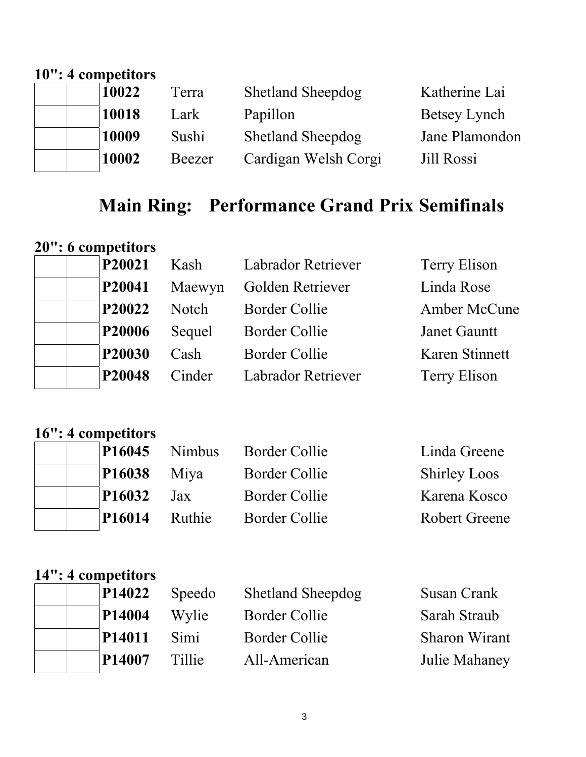**10": 4 competitors**

| | | | | | |
|---|---|---|---|---|---|
| | | **10022** | Terra | Shetland Sheepdog | Katherine Lai |
| | | **10018** | Lark | Papillon | Betsey Lynch |
| | | **10009** | Sushi | Shetland Sheepdog | Jane Plamondon |
| | | **10002** | Beezer | Cardigan Welsh Corgi | Jill Rossi |

# Main Ring: Performance Grand Prix Semifinals

**20": 6 competitors**

| | | | | | |
|---|---|---|---|---|---|
| | | **P20021** | Kash | Labrador Retriever | Terry Elison |
| | | **P20041** | Maewyn | Golden Retriever | Linda Rose |
| | | **P20022** | Notch | Border Collie | Amber McCune |
| | | **P20006** | Sequel | Border Collie | Janet Gauntt |
| | | **P20030** | Cash | Border Collie | Karen Stinnett |
| | | **P20048** | Cinder | Labrador Retriever | Terry Elison |

**16": 4 competitors**

| | | | | | |
|---|---|---|---|---|---|
| | | **P16045** | Nimbus | Border Collie | Linda Greene |
| | | **P16038** | Miya | Border Collie | Shirley Loos |
| | | **P16032** | Jax | Border Collie | Karena Kosco |
| | | **P16014** | Ruthie | Border Collie | Robert Greene |

**14": 4 competitors**

| | | | | | |
|---|---|---|---|---|---|
| | | **P14022** | Speedo | Shetland Sheepdog | Susan Crank |
| | | **P14004** | Wylie | Border Collie | Sarah Straub |
| | | **P14011** | Simi | Border Collie | Sharon Wirant |
| | | **P14007** | Tillie | All-American | Julie Mahaney |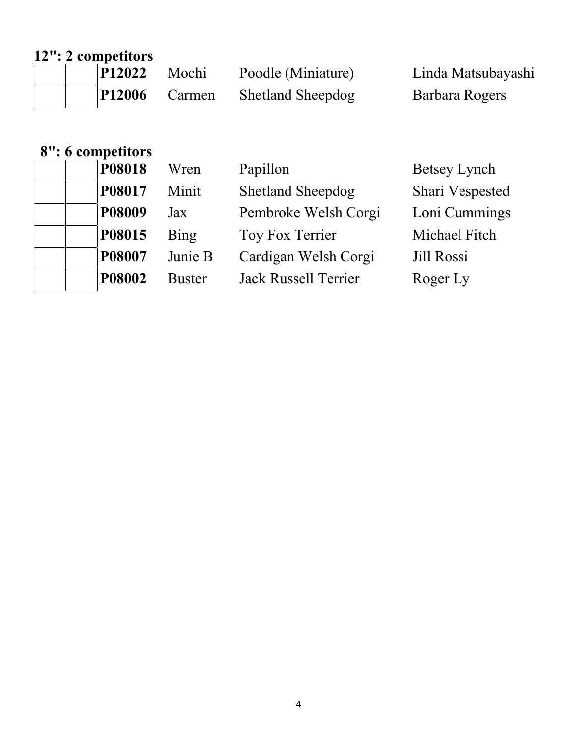**12": 2 competitors**

| | | | | | |
|---|---|---|---|---|---|
| | | **P12022** | Mochi | Poodle (Miniature) | Linda Matsubayashi |
| | | **P12006** | Carmen | Shetland Sheepdog | Barbara Rogers |

**8": 6 competitors**

| | | | | | |
|---|---|---|---|---|---|
| | | **P08018** | Wren | Papillon | Betsey Lynch |
| | | **P08017** | Minit | Shetland Sheepdog | Shari Vespested |
| | | **P08009** | Jax | Pembroke Welsh Corgi | Loni Cummings |
| | | **P08015** | Bing | Toy Fox Terrier | Michael Fitch |
| | | **P08007** | Junie B | Cardigan Welsh Corgi | Jill Rossi |
| | | **P08002** | Buster | Jack Russell Terrier | Roger Ly |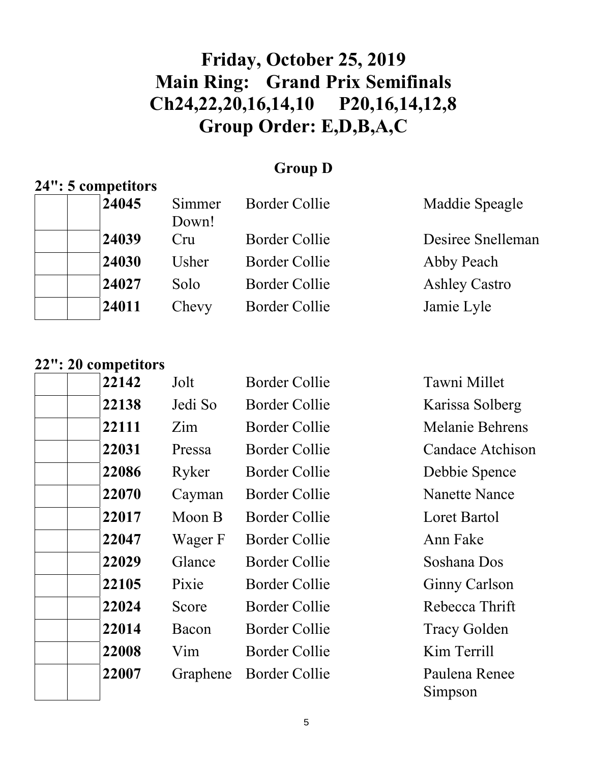# Friday, October 25, 2019
# Main Ring: Grand Prix Semifinals
# Ch24,22,20,16,14,10 P20,16,14,12,8
# Group Order: E,D,B,A,C

## Group D

**24": 5 competitors**

| | | | | | |
|---|---|---|---|---|---|
| | | **24045** | Simmer Down! | Border Collie | Maddie Speagle |
| | | **24039** | Cru | Border Collie | Desiree Snelleman |
| | | **24030** | Usher | Border Collie | Abby Peach |
| | | **24027** | Solo | Border Collie | Ashley Castro |
| | | **24011** | Chevy | Border Collie | Jamie Lyle |

**22": 20 competitors**

| | | | | | |
|---|---|---|---|---|---|
| | | **22142** | Jolt | Border Collie | Tawni Millet |
| | | **22138** | Jedi So | Border Collie | Karissa Solberg |
| | | **22111** | Zim | Border Collie | Melanie Behrens |
| | | **22031** | Pressa | Border Collie | Candace Atchison |
| | | **22086** | Ryker | Border Collie | Debbie Spence |
| | | **22070** | Cayman | Border Collie | Nanette Nance |
| | | **22017** | Moon B | Border Collie | Loret Bartol |
| | | **22047** | Wager F | Border Collie | Ann Fake |
| | | **22029** | Glance | Border Collie | Soshana Dos |
| | | **22105** | Pixie | Border Collie | Ginny Carlson |
| | | **22024** | Score | Border Collie | Rebecca Thrift |
| | | **22014** | Bacon | Border Collie | Tracy Golden |
| | | **22008** | Vim | Border Collie | Kim Terrill |
| | | **22007** | Graphene | Border Collie | Paulena Renee Simpson |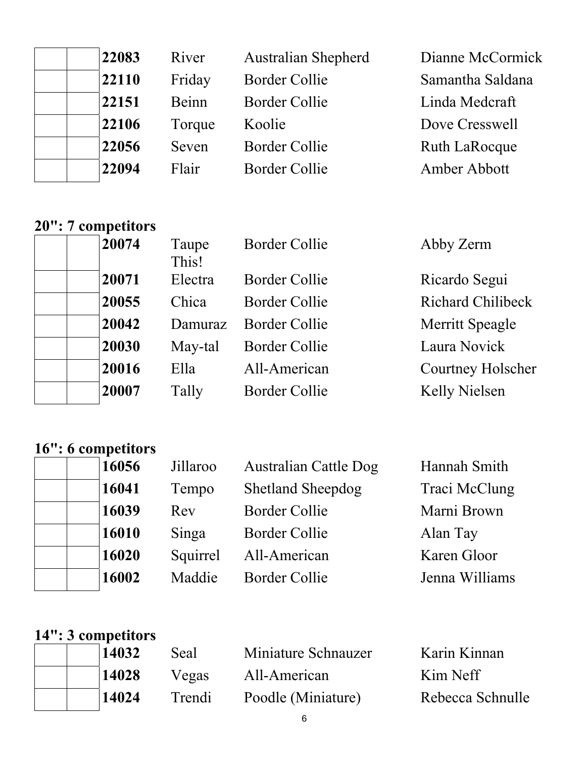| | | | | | |
|---|---|---|---|---|---|
| | | **22083** | River | Australian Shepherd | Dianne McCormick |
| | | **22110** | Friday | Border Collie | Samantha Saldana |
| | | **22151** | Beinn | Border Collie | Linda Medcraft |
| | | **22106** | Torque | Koolie | Dove Cresswell |
| | | **22056** | Seven | Border Collie | Ruth LaRocque |
| | | **22094** | Flair | Border Collie | Amber Abbott |

**20": 7 competitors**

| | | | | | |
|---|---|---|---|---|---|
| | | **20074** | Taupe This! | Border Collie | Abby Zerm |
| | | **20071** | Electra | Border Collie | Ricardo Segui |
| | | **20055** | Chica | Border Collie | Richard Chilibeck |
| | | **20042** | Damuraz | Border Collie | Merritt Speagle |
| | | **20030** | May-tal | Border Collie | Laura Novick |
| | | **20016** | Ella | All-American | Courtney Holscher |
| | | **20007** | Tally | Border Collie | Kelly Nielsen |

**16": 6 competitors**

| | | | | | |
|---|---|---|---|---|---|
| | | **16056** | Jillaroo | Australian Cattle Dog | Hannah Smith |
| | | **16041** | Tempo | Shetland Sheepdog | Traci McClung |
| | | **16039** | Rev | Border Collie | Marni Brown |
| | | **16010** | Singa | Border Collie | Alan Tay |
| | | **16020** | Squirrel | All-American | Karen Gloor |
| | | **16002** | Maddie | Border Collie | Jenna Williams |

**14": 3 competitors**

| | | | | | |
|---|---|---|---|---|---|
| | | **14032** | Seal | Miniature Schnauzer | Karin Kinnan |
| | | **14028** | Vegas | All-American | Kim Neff |
| | | **14024** | Trendi | Poodle (Miniature) | Rebecca Schnulle |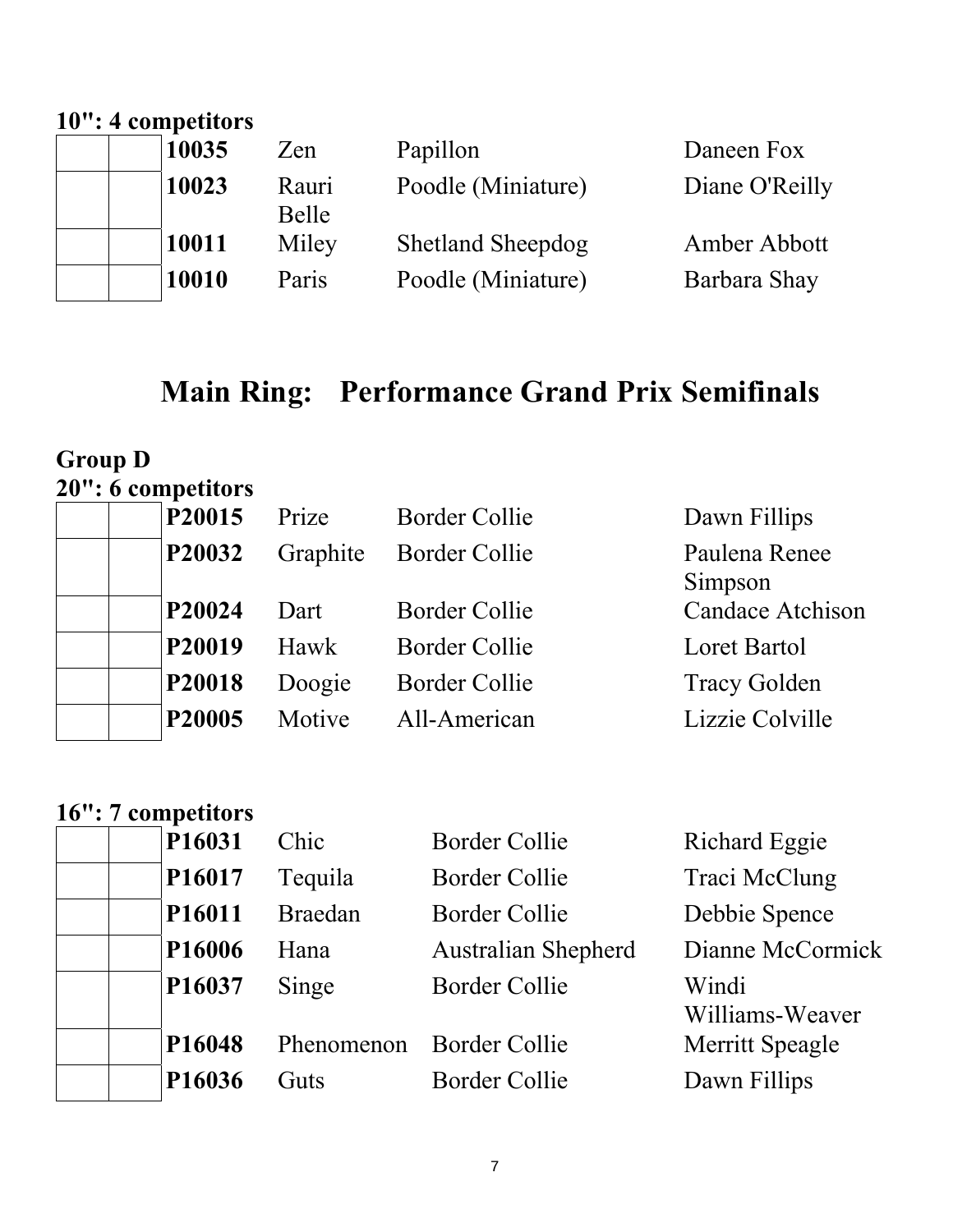**10": 4 competitors**

| | | | | | |
|---|---|---|---|---|---|
| | | **10035** | Zen | Papillon | Daneen Fox |
| | | **10023** | Rauri Belle | Poodle (Miniature) | Diane O'Reilly |
| | | **10011** | Miley | Shetland Sheepdog | Amber Abbott |
| | | **10010** | Paris | Poodle (Miniature) | Barbara Shay |

# Main Ring: Performance Grand Prix Semifinals

**Group D**

**20": 6 competitors**

| | | | | | |
|---|---|---|---|---|---|
| | | **P20015** | Prize | Border Collie | Dawn Fillips |
| | | **P20032** | Graphite | Border Collie | Paulena Renee Simpson |
| | | **P20024** | Dart | Border Collie | Candace Atchison |
| | | **P20019** | Hawk | Border Collie | Loret Bartol |
| | | **P20018** | Doogie | Border Collie | Tracy Golden |
| | | **P20005** | Motive | All-American | Lizzie Colville |

**16": 7 competitors**

| | | | | | |
|---|---|---|---|---|---|
| | | **P16031** | Chic | Border Collie | Richard Eggie |
| | | **P16017** | Tequila | Border Collie | Traci McClung |
| | | **P16011** | Braedan | Border Collie | Debbie Spence |
| | | **P16006** | Hana | Australian Shepherd | Dianne McCormick |
| | | **P16037** | Singe | Border Collie | Windi Williams-Weaver |
| | | **P16048** | Phenomenon | Border Collie | Merritt Speagle |
| | | **P16036** | Guts | Border Collie | Dawn Fillips |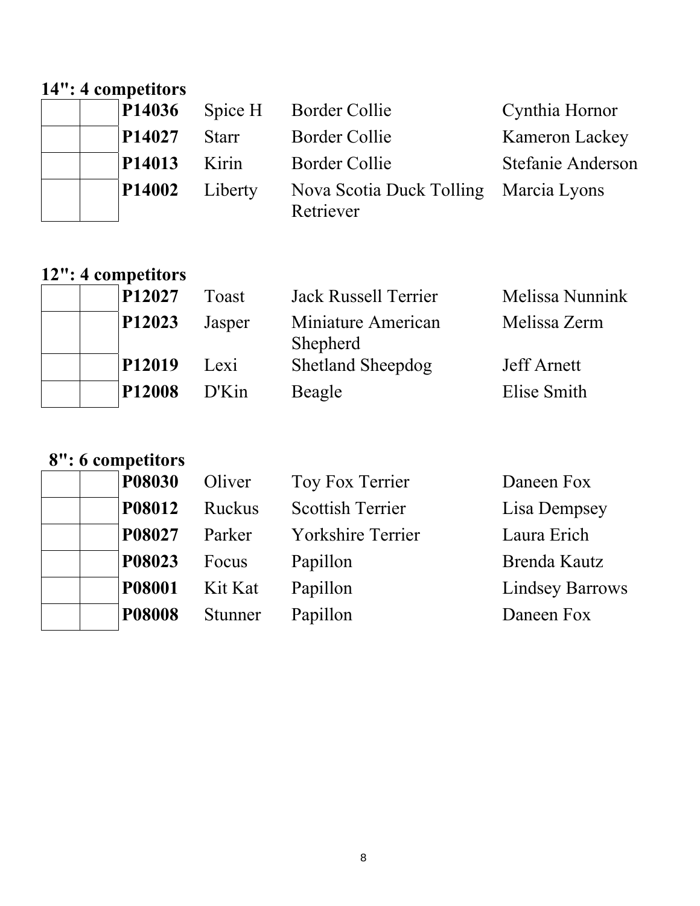**14": 4 competitors**

| | | | | | |
|---|---|---|---|---|---|
| | | **P14036** | Spice H | Border Collie | Cynthia Hornor |
| | | **P14027** | Starr | Border Collie | Kameron Lackey |
| | | **P14013** | Kirin | Border Collie | Stefanie Anderson |
| | | **P14002** | Liberty | Nova Scotia Duck Tolling Retriever | Marcia Lyons |

**12": 4 competitors**

| | | | | | |
|---|---|---|---|---|---|
| | | **P12027** | Toast | Jack Russell Terrier | Melissa Nunnink |
| | | **P12023** | Jasper | Miniature American Shepherd | Melissa Zerm |
| | | **P12019** | Lexi | Shetland Sheepdog | Jeff Arnett |
| | | **P12008** | D'Kin | Beagle | Elise Smith |

**8": 6 competitors**

| | | | | | |
|---|---|---|---|---|---|
| | | **P08030** | Oliver | Toy Fox Terrier | Daneen Fox |
| | | **P08012** | Ruckus | Scottish Terrier | Lisa Dempsey |
| | | **P08027** | Parker | Yorkshire Terrier | Laura Erich |
| | | **P08023** | Focus | Papillon | Brenda Kautz |
| | | **P08001** | Kit Kat | Papillon | Lindsey Barrows |
| | | **P08008** | Stunner | Papillon | Daneen Fox |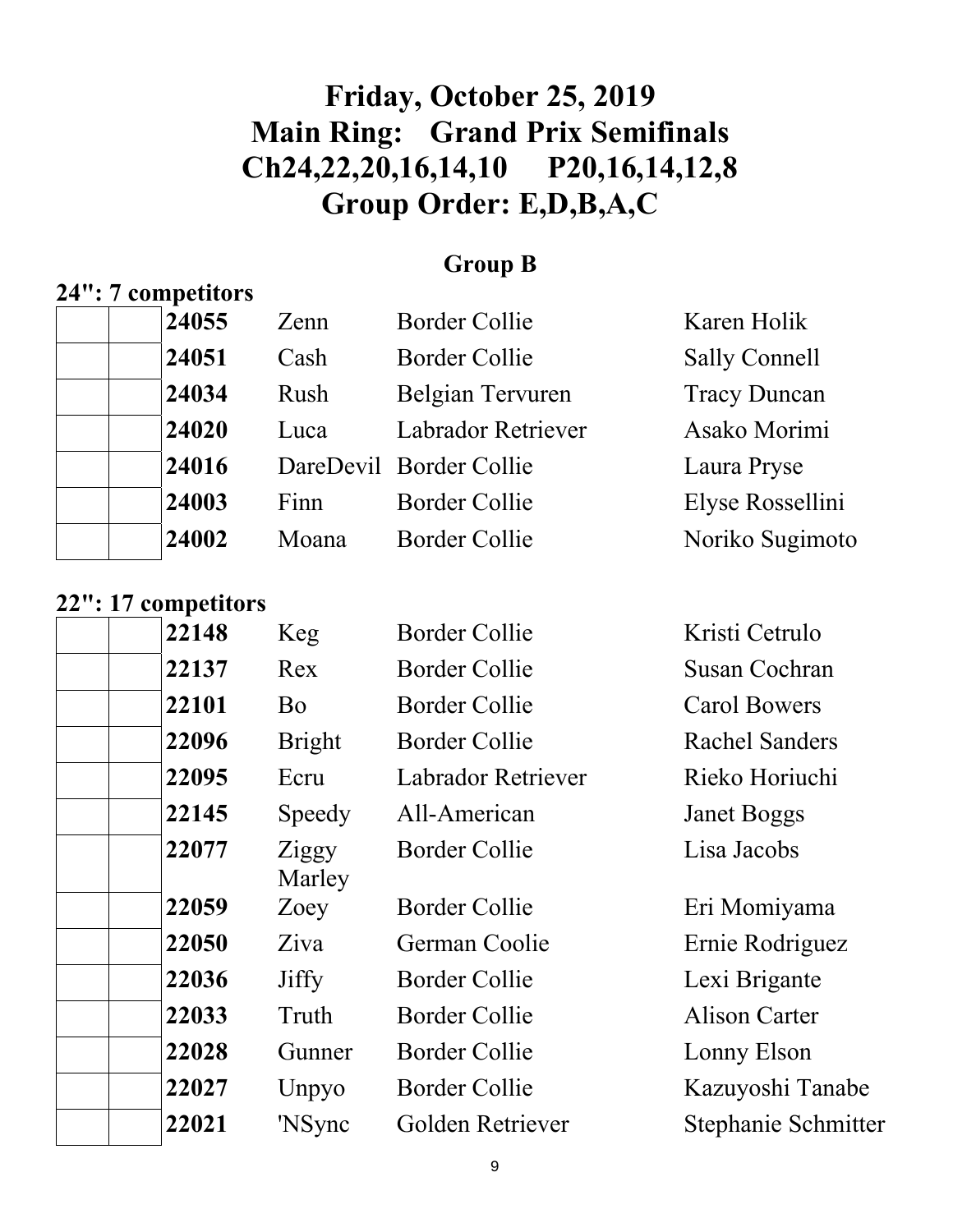# Friday, October 25, 2019
# Main Ring: Grand Prix Semifinals
# Ch24,22,20,16,14,10 P20,16,14,12,8
# Group Order: E,D,B,A,C

## Group B

**24": 7 competitors**

| | | | | | |
|---|---|---|---|---|---|
| | | **24055** | Zenn | Border Collie | Karen Holik |
| | | **24051** | Cash | Border Collie | Sally Connell |
| | | **24034** | Rush | Belgian Tervuren | Tracy Duncan |
| | | **24020** | Luca | Labrador Retriever | Asako Morimi |
| | | **24016** | DareDevil | Border Collie | Laura Pryse |
| | | **24003** | Finn | Border Collie | Elyse Rossellini |
| | | **24002** | Moana | Border Collie | Noriko Sugimoto |

**22": 17 competitors**

| | | | | | |
|---|---|---|---|---|---|
| | | **22148** | Keg | Border Collie | Kristi Cetrulo |
| | | **22137** | Rex | Border Collie | Susan Cochran |
| | | **22101** | Bo | Border Collie | Carol Bowers |
| | | **22096** | Bright | Border Collie | Rachel Sanders |
| | | **22095** | Ecru | Labrador Retriever | Rieko Horiuchi |
| | | **22145** | Speedy | All-American | Janet Boggs |
| | | **22077** | Ziggy Marley | Border Collie | Lisa Jacobs |
| | | **22059** | Zoey | Border Collie | Eri Momiyama |
| | | **22050** | Ziva | German Coolie | Ernie Rodriguez |
| | | **22036** | Jiffy | Border Collie | Lexi Brigante |
| | | **22033** | Truth | Border Collie | Alison Carter |
| | | **22028** | Gunner | Border Collie | Lonny Elson |
| | | **22027** | Unpyo | Border Collie | Kazuyoshi Tanabe |
| | | **22021** | 'NSync | Golden Retriever | Stephanie Schmitter |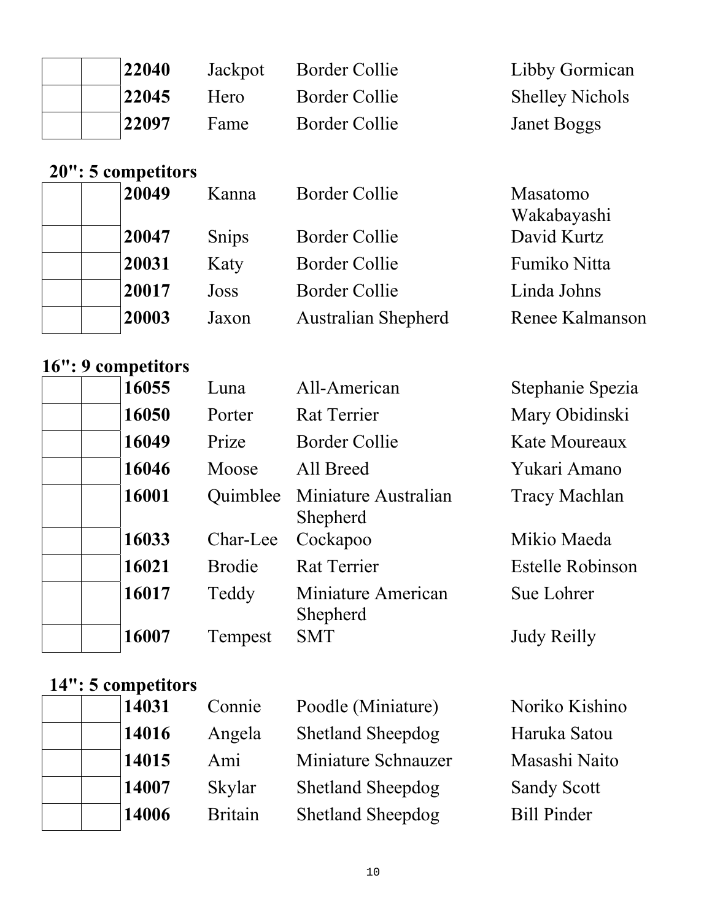| | | | | | |
|---|---|---|---|---|---|
| | | **22040** | Jackpot | Border Collie | Libby Gormican |
| | | **22045** | Hero | Border Collie | Shelley Nichols |
| | | **22097** | Fame | Border Collie | Janet Boggs |

**20": 5 competitors**

| | | | | | |
|---|---|---|---|---|---|
| | | **20049** | Kanna | Border Collie | Masatomo Wakabayashi |
| | | **20047** | Snips | Border Collie | David Kurtz |
| | | **20031** | Katy | Border Collie | Fumiko Nitta |
| | | **20017** | Joss | Border Collie | Linda Johns |
| | | **20003** | Jaxon | Australian Shepherd | Renee Kalmanson |

**16": 9 competitors**

| | | | | | |
|---|---|---|---|---|---|
| | | **16055** | Luna | All-American | Stephanie Spezia |
| | | **16050** | Porter | Rat Terrier | Mary Obidinski |
| | | **16049** | Prize | Border Collie | Kate Moureaux |
| | | **16046** | Moose | All Breed | Yukari Amano |
| | | **16001** | Quimblee | Miniature Australian Shepherd | Tracy Machlan |
| | | **16033** | Char-Lee | Cockapoo | Mikio Maeda |
| | | **16021** | Brodie | Rat Terrier | Estelle Robinson |
| | | **16017** | Teddy | Miniature American Shepherd | Sue Lohrer |
| | | **16007** | Tempest | SMT | Judy Reilly |

**14": 5 competitors**

| | | | | | |
|---|---|---|---|---|---|
| | | **14031** | Connie | Poodle (Miniature) | Noriko Kishino |
| | | **14016** | Angela | Shetland Sheepdog | Haruka Satou |
| | | **14015** | Ami | Miniature Schnauzer | Masashi Naito |
| | | **14007** | Skylar | Shetland Sheepdog | Sandy Scott |
| | | **14006** | Britain | Shetland Sheepdog | Bill Pinder |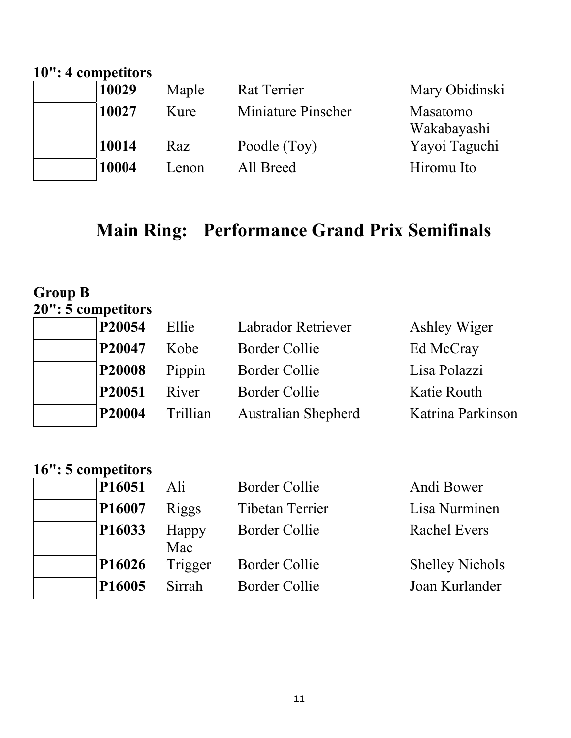**10": 4 competitors**

| | | | | | |
|---|---|---|---|---|---|
| | | **10029** | Maple | Rat Terrier | Mary Obidinski |
| | | **10027** | Kure | Miniature Pinscher | Masatomo Wakabayashi |
| | | **10014** | Raz | Poodle (Toy) | Yayoi Taguchi |
| | | **10004** | Lenon | All Breed | Hiromu Ito |

# Main Ring: Performance Grand Prix Semifinals

**Group B**

**20": 5 competitors**

| | | | | | |
|---|---|---|---|---|---|
| | | **P20054** | Ellie | Labrador Retriever | Ashley Wiger |
| | | **P20047** | Kobe | Border Collie | Ed McCray |
| | | **P20008** | Pippin | Border Collie | Lisa Polazzi |
| | | **P20051** | River | Border Collie | Katie Routh |
| | | **P20004** | Trillian | Australian Shepherd | Katrina Parkinson |

**16": 5 competitors**

| | | | | | |
|---|---|---|---|---|---|
| | | **P16051** | Ali | Border Collie | Andi Bower |
| | | **P16007** | Riggs | Tibetan Terrier | Lisa Nurminen |
| | | **P16033** | Happy Mac | Border Collie | Rachel Evers |
| | | **P16026** | Trigger | Border Collie | Shelley Nichols |
| | | **P16005** | Sirrah | Border Collie | Joan Kurlander |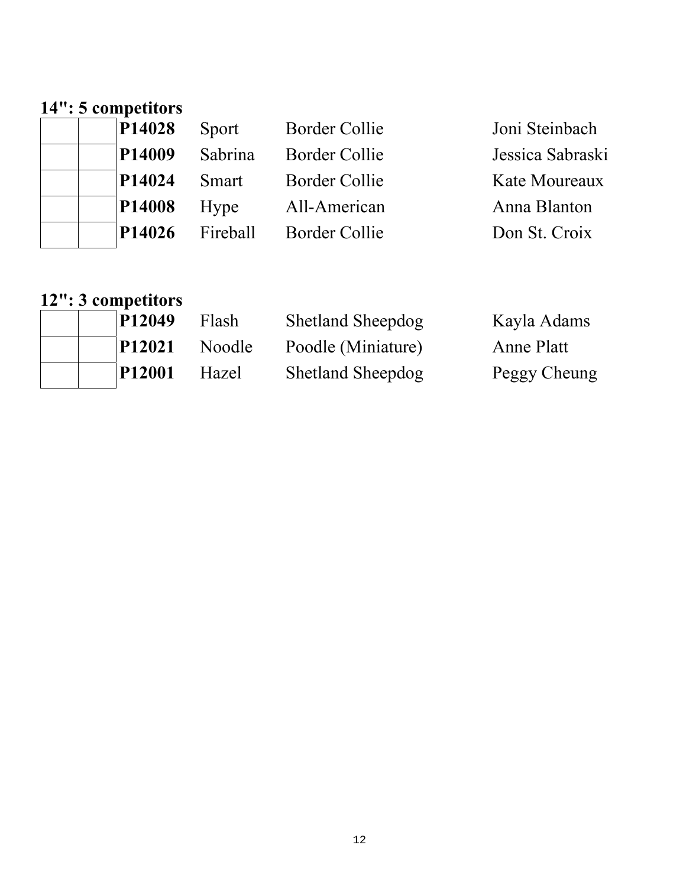**14": 5 competitors**

| | | | | | |
|---|---|---|---|---|---|
| | | **P14028** | Sport | Border Collie | Joni Steinbach |
| | | **P14009** | Sabrina | Border Collie | Jessica Sabraski |
| | | **P14024** | Smart | Border Collie | Kate Moureaux |
| | | **P14008** | Hype | All-American | Anna Blanton |
| | | **P14026** | Fireball | Border Collie | Don St. Croix |

**12": 3 competitors**

| | | | | | |
|---|---|---|---|---|---|
| | | **P12049** | Flash | Shetland Sheepdog | Kayla Adams |
| | | **P12021** | Noodle | Poodle (Miniature) | Anne Platt |
| | | **P12001** | Hazel | Shetland Sheepdog | Peggy Cheung |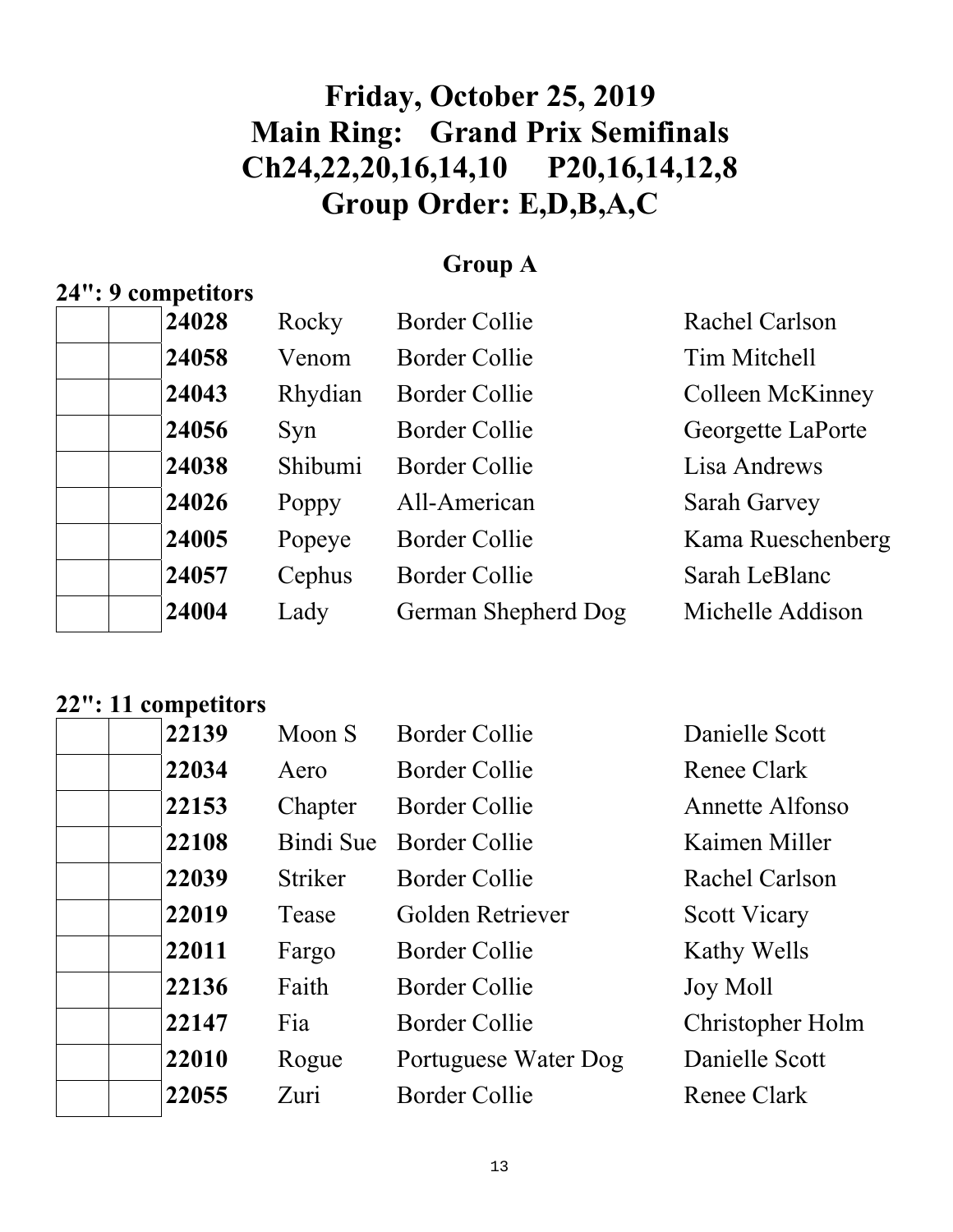# Friday, October 25, 2019
# Main Ring: Grand Prix Semifinals
# Ch24,22,20,16,14,10 P20,16,14,12,8
# Group Order: E,D,B,A,C

## Group A

**24": 9 competitors**

| | | | | | |
|---|---|---|---|---|---|
| | | **24028** | Rocky | Border Collie | Rachel Carlson |
| | | **24058** | Venom | Border Collie | Tim Mitchell |
| | | **24043** | Rhydian | Border Collie | Colleen McKinney |
| | | **24056** | Syn | Border Collie | Georgette LaPorte |
| | | **24038** | Shibumi | Border Collie | Lisa Andrews |
| | | **24026** | Poppy | All-American | Sarah Garvey |
| | | **24005** | Popeye | Border Collie | Kama Rueschenberg |
| | | **24057** | Cephus | Border Collie | Sarah LeBlanc |
| | | **24004** | Lady | German Shepherd Dog | Michelle Addison |

**22": 11 competitors**

| | | | | | |
|---|---|---|---|---|---|
| | | **22139** | Moon S | Border Collie | Danielle Scott |
| | | **22034** | Aero | Border Collie | Renee Clark |
| | | **22153** | Chapter | Border Collie | Annette Alfonso |
| | | **22108** | Bindi Sue | Border Collie | Kaimen Miller |
| | | **22039** | Striker | Border Collie | Rachel Carlson |
| | | **22019** | Tease | Golden Retriever | Scott Vicary |
| | | **22011** | Fargo | Border Collie | Kathy Wells |
| | | **22136** | Faith | Border Collie | Joy Moll |
| | | **22147** | Fia | Border Collie | Christopher Holm |
| | | **22010** | Rogue | Portuguese Water Dog | Danielle Scott |
| | | **22055** | Zuri | Border Collie | Renee Clark |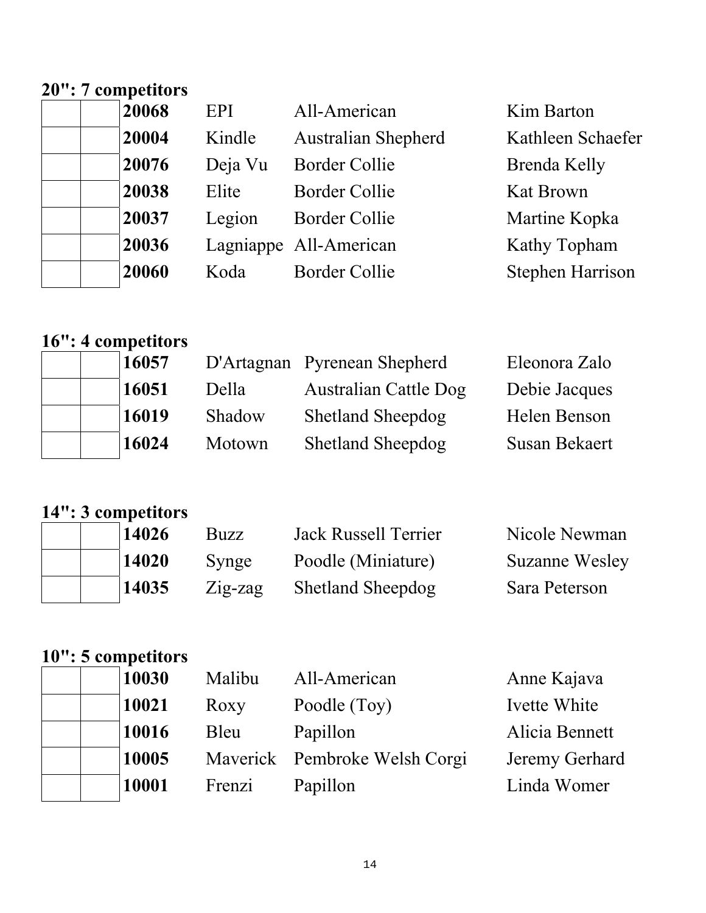**20": 7 competitors**

| | | | | | |
|---|---|---|---|---|---|
| | | **20068** | EPI | All-American | Kim Barton |
| | | **20004** | Kindle | Australian Shepherd | Kathleen Schaefer |
| | | **20076** | Deja Vu | Border Collie | Brenda Kelly |
| | | **20038** | Elite | Border Collie | Kat Brown |
| | | **20037** | Legion | Border Collie | Martine Kopka |
| | | **20036** | Lagniappe | All-American | Kathy Topham |
| | | **20060** | Koda | Border Collie | Stephen Harrison |

**16": 4 competitors**

| | | | | | |
|---|---|---|---|---|---|
| | | **16057** | D'Artagnan | Pyrenean Shepherd | Eleonora Zalo |
| | | **16051** | Della | Australian Cattle Dog | Debie Jacques |
| | | **16019** | Shadow | Shetland Sheepdog | Helen Benson |
| | | **16024** | Motown | Shetland Sheepdog | Susan Bekaert |

**14": 3 competitors**

| | | | | | |
|---|---|---|---|---|---|
| | | **14026** | Buzz | Jack Russell Terrier | Nicole Newman |
| | | **14020** | Synge | Poodle (Miniature) | Suzanne Wesley |
| | | **14035** | Zig-zag | Shetland Sheepdog | Sara Peterson |

**10": 5 competitors**

| | | | | | |
|---|---|---|---|---|---|
| | | **10030** | Malibu | All-American | Anne Kajava |
| | | **10021** | Roxy | Poodle (Toy) | Ivette White |
| | | **10016** | Bleu | Papillon | Alicia Bennett |
| | | **10005** | Maverick | Pembroke Welsh Corgi | Jeremy Gerhard |
| | | **10001** | Frenzi | Papillon | Linda Womer |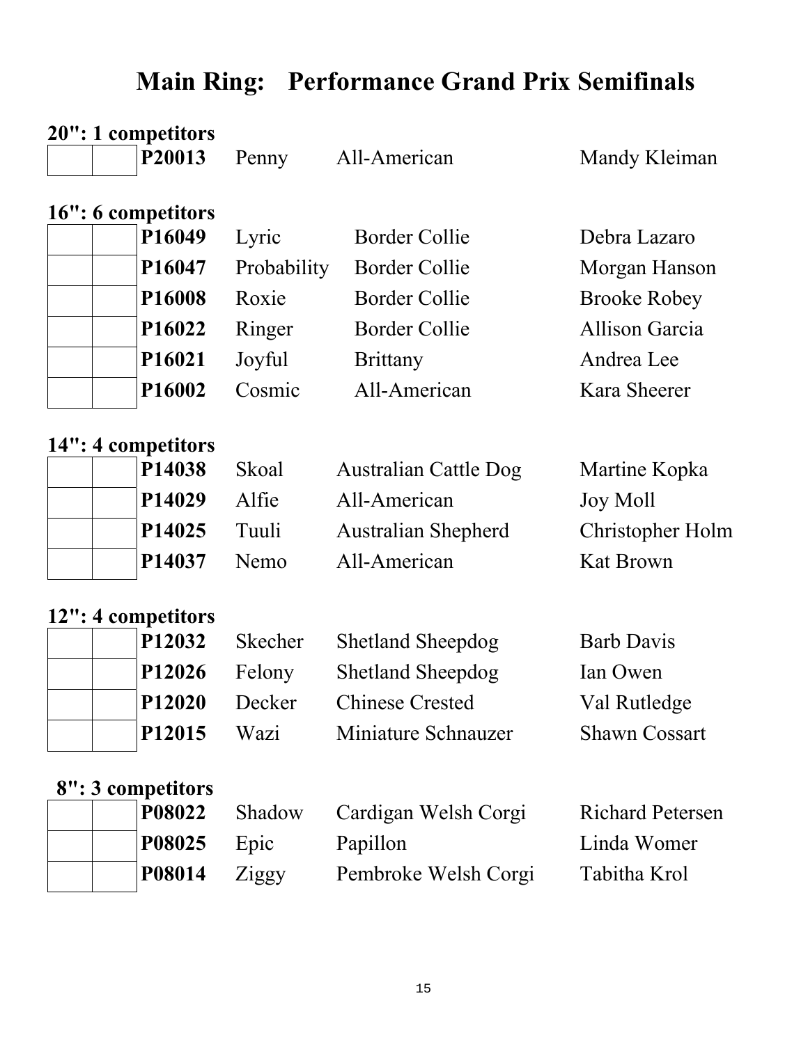# Main Ring: Performance Grand Prix Semifinals

**20": 1 competitors**

| | | | | | |
|---|---|---|---|---|---|
| | | **P20013** | Penny | All-American | Mandy Kleiman |

**16": 6 competitors**

| | | | | | |
|---|---|---|---|---|---|
| | | **P16049** | Lyric | Border Collie | Debra Lazaro |
| | | **P16047** | Probability | Border Collie | Morgan Hanson |
| | | **P16008** | Roxie | Border Collie | Brooke Robey |
| | | **P16022** | Ringer | Border Collie | Allison Garcia |
| | | **P16021** | Joyful | Brittany | Andrea Lee |
| | | **P16002** | Cosmic | All-American | Kara Sheerer |

**14": 4 competitors**

| | | | | | |
|---|---|---|---|---|---|
| | | **P14038** | Skoal | Australian Cattle Dog | Martine Kopka |
| | | **P14029** | Alfie | All-American | Joy Moll |
| | | **P14025** | Tuuli | Australian Shepherd | Christopher Holm |
| | | **P14037** | Nemo | All-American | Kat Brown |

**12": 4 competitors**

| | | | | | |
|---|---|---|---|---|---|
| | | **P12032** | Skecher | Shetland Sheepdog | Barb Davis |
| | | **P12026** | Felony | Shetland Sheepdog | Ian Owen |
| | | **P12020** | Decker | Chinese Crested | Val Rutledge |
| | | **P12015** | Wazi | Miniature Schnauzer | Shawn Cossart |

**8": 3 competitors**

| | | | | | |
|---|---|---|---|---|---|
| | | **P08022** | Shadow | Cardigan Welsh Corgi | Richard Petersen |
| | | **P08025** | Epic | Papillon | Linda Womer |
| | | **P08014** | Ziggy | Pembroke Welsh Corgi | Tabitha Krol |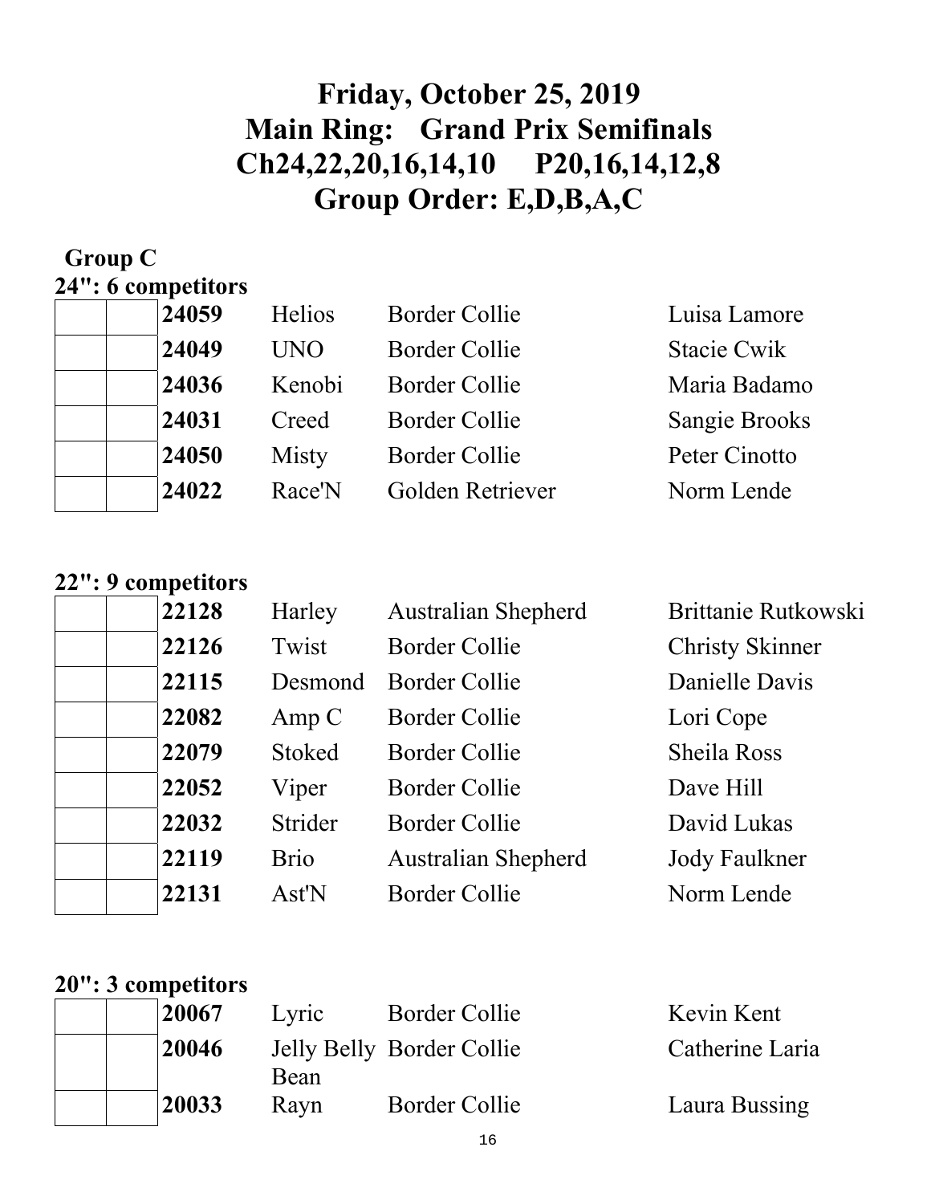# Friday, October 25, 2019
# Main Ring: Grand Prix Semifinals
# Ch24,22,20,16,14,10 P20,16,14,12,8
# Group Order: E,D,B,A,C

## Group C

### 24": 6 competitors

| | | | | | |
|---|---|---|---|---|---|
| | | **24059** | Helios | Border Collie | Luisa Lamore |
| | | **24049** | UNO | Border Collie | Stacie Cwik |
| | | **24036** | Kenobi | Border Collie | Maria Badamo |
| | | **24031** | Creed | Border Collie | Sangie Brooks |
| | | **24050** | Misty | Border Collie | Peter Cinotto |
| | | **24022** | Race'N | Golden Retriever | Norm Lende |

### 22": 9 competitors

| | | | | | |
|---|---|---|---|---|---|
| | | **22128** | Harley | Australian Shepherd | Brittanie Rutkowski |
| | | **22126** | Twist | Border Collie | Christy Skinner |
| | | **22115** | Desmond | Border Collie | Danielle Davis |
| | | **22082** | Amp C | Border Collie | Lori Cope |
| | | **22079** | Stoked | Border Collie | Sheila Ross |
| | | **22052** | Viper | Border Collie | Dave Hill |
| | | **22032** | Strider | Border Collie | David Lukas |
| | | **22119** | Brio | Australian Shepherd | Jody Faulkner |
| | | **22131** | Ast'N | Border Collie | Norm Lende |

### 20": 3 competitors

| | | | | | |
|---|---|---|---|---|---|
| | | **20067** | Lyric | Border Collie | Kevin Kent |
| | | **20046** | Jelly Belly Bean | Border Collie | Catherine Laria |
| | | **20033** | Rayn | Border Collie | Laura Bussing |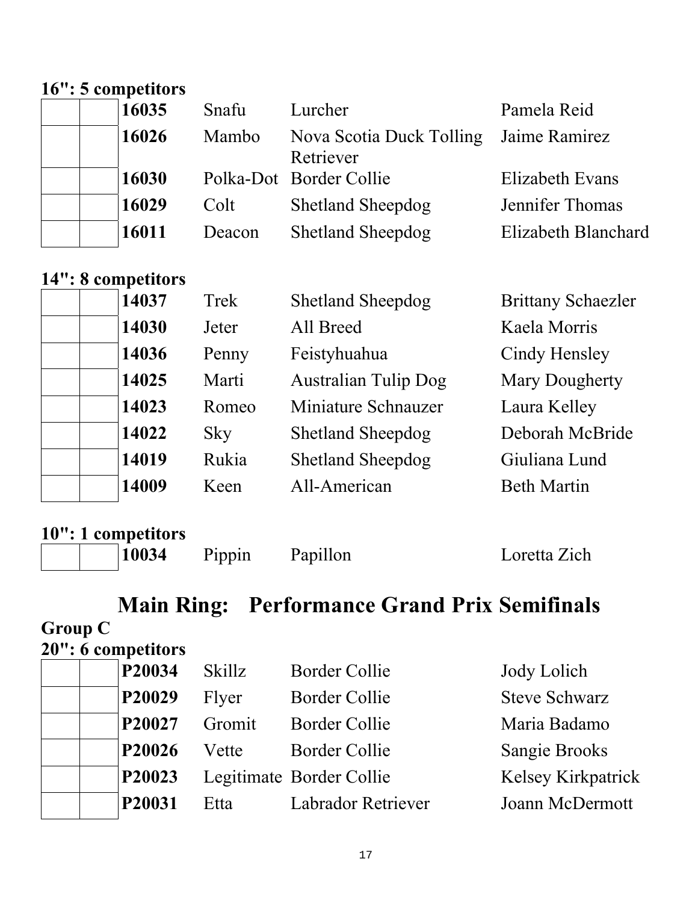**16": 5 competitors**

| | | | | | |
|---|---|---|---|---|---|
| | | **16035** | Snafu | Lurcher | Pamela Reid |
| | | **16026** | Mambo | Nova Scotia Duck Tolling Retriever | Jaime Ramirez |
| | | **16030** | Polka-Dot | Border Collie | Elizabeth Evans |
| | | **16029** | Colt | Shetland Sheepdog | Jennifer Thomas |
| | | **16011** | Deacon | Shetland Sheepdog | Elizabeth Blanchard |

**14": 8 competitors**

| | | | | | |
|---|---|---|---|---|---|
| | | **14037** | Trek | Shetland Sheepdog | Brittany Schaezler |
| | | **14030** | Jeter | All Breed | Kaela Morris |
| | | **14036** | Penny | Feistyhuahua | Cindy Hensley |
| | | **14025** | Marti | Australian Tulip Dog | Mary Dougherty |
| | | **14023** | Romeo | Miniature Schnauzer | Laura Kelley |
| | | **14022** | Sky | Shetland Sheepdog | Deborah McBride |
| | | **14019** | Rukia | Shetland Sheepdog | Giuliana Lund |
| | | **14009** | Keen | All-American | Beth Martin |

**10": 1 competitors**

| | | | | | |
|---|---|---|---|---|---|
| | | **10034** | Pippin | Papillon | Loretta Zich |

# Main Ring: Performance Grand Prix Semifinals

**Group C**

**20": 6 competitors**

| | | | | | |
|---|---|---|---|---|---|
| | | **P20034** | Skillz | Border Collie | Jody Lolich |
| | | **P20029** | Flyer | Border Collie | Steve Schwarz |
| | | **P20027** | Gromit | Border Collie | Maria Badamo |
| | | **P20026** | Vette | Border Collie | Sangie Brooks |
| | | **P20023** | Legitimate | Border Collie | Kelsey Kirkpatrick |
| | | **P20031** | Etta | Labrador Retriever | Joann McDermott |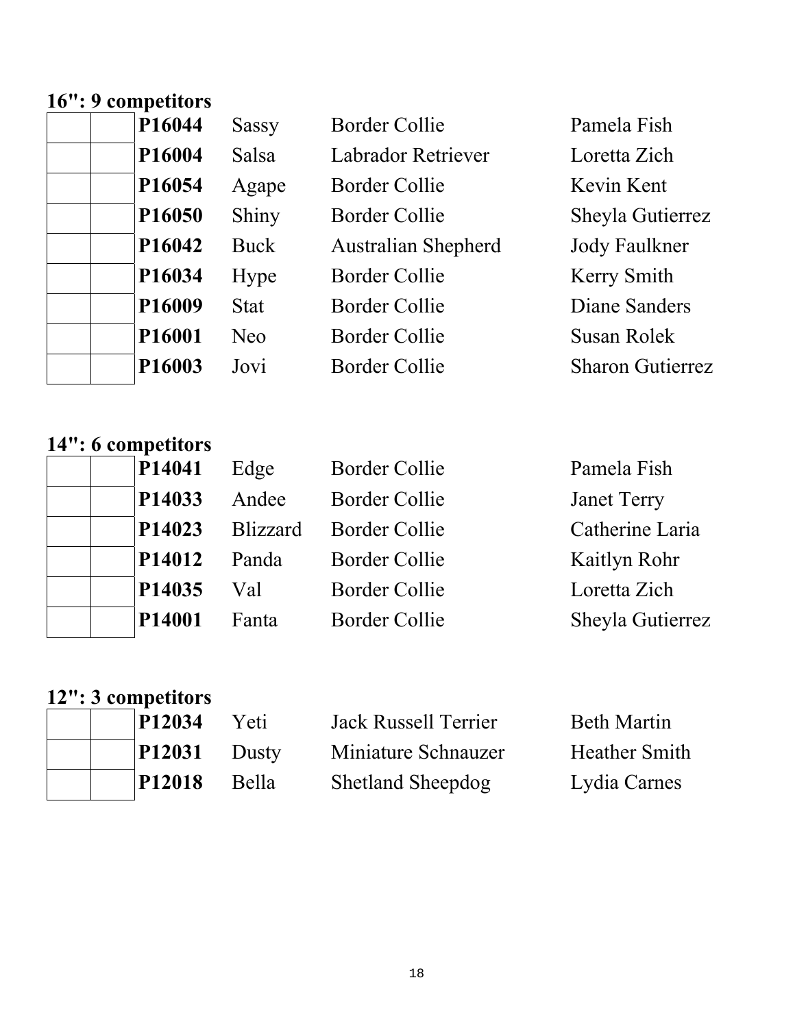**16": 9 competitors**

| | | | | | |
|---|---|---|---|---|---|
| | | **P16044** | Sassy | Border Collie | Pamela Fish |
| | | **P16004** | Salsa | Labrador Retriever | Loretta Zich |
| | | **P16054** | Agape | Border Collie | Kevin Kent |
| | | **P16050** | Shiny | Border Collie | Sheyla Gutierrez |
| | | **P16042** | Buck | Australian Shepherd | Jody Faulkner |
| | | **P16034** | Hype | Border Collie | Kerry Smith |
| | | **P16009** | Stat | Border Collie | Diane Sanders |
| | | **P16001** | Neo | Border Collie | Susan Rolek |
| | | **P16003** | Jovi | Border Collie | Sharon Gutierrez |

**14": 6 competitors**

| | | | | | |
|---|---|---|---|---|---|
| | | **P14041** | Edge | Border Collie | Pamela Fish |
| | | **P14033** | Andee | Border Collie | Janet Terry |
| | | **P14023** | Blizzard | Border Collie | Catherine Laria |
| | | **P14012** | Panda | Border Collie | Kaitlyn Rohr |
| | | **P14035** | Val | Border Collie | Loretta Zich |
| | | **P14001** | Fanta | Border Collie | Sheyla Gutierrez |

**12": 3 competitors**

| | | | | | |
|---|---|---|---|---|---|
| | | **P12034** | Yeti | Jack Russell Terrier | Beth Martin |
| | | **P12031** | Dusty | Miniature Schnauzer | Heather Smith |
| | | **P12018** | Bella | Shetland Sheepdog | Lydia Carnes |